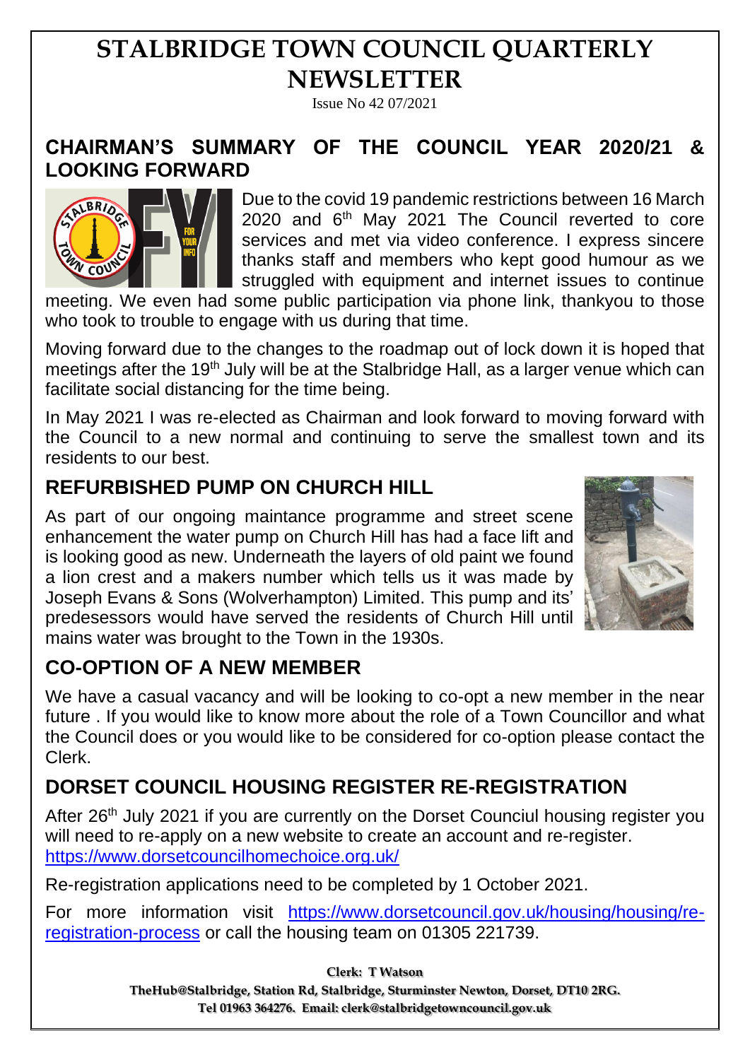# STALBRIDGE TOWN COUNCIL QUARTERLY NEWSLETTER

Issue No 42 07/2021

## CHAIRMAN'S SUMMARY OF THE COUNCIL YEAR 2020/21 & LOOKING FORWARD

Due to the covid 19 pandemic restrictions between 16 March 2020 and 6th May 2021 The Council reverted to core services and met via video conference. I express sincere thanks staff and members who kept good humour as we struggled with equipment and internet issues to continue meeting. We even had some public participation via phone link, thankyou to those who took to trouble to engage with us during that time.

Moving forward due to the changes to the roadmap out of lock down it is hoped that meetings after the 19th July will be at the Stalbridge Hall, as a larger venue which can facilitate social distancing for the time being.

In May 2021 I was re-elected as Chairman and look forward to moving forward with the Council to a new normal and continuing to serve the smallest town and its residents to our best.

## REFURBISHED PUMP ON CHURCH HILL

As part of our ongoing maintance programme and street scene enhancement the water pump on Church Hill has had a face lift and is looking good as new. Underneath the layers of old paint we found a lion crest and a makers number which tells us it was made by Joseph Evans & Sons (Wolverhampton) Limited. This pump and its' predesessors would have served the residents of Church Hill until mains water was brought to the Town in the 1930s.

## CO-OPTION OF A NEW MEMBER

We have a casual vacancy and will be looking to co-opt a new member in the near future . If you would like to know more about the role of a Town Councillor and what the Council does or you would like to be considered for co-option please contact the Clerk.

## DORSET COUNCIL HOUSING REGISTER RE-REGISTRATION

After 26th July 2021 if you are currently on the Dorset Counciul housing register you will need to re-apply on a new website to create an account and re-register. https://www.dorsetcouncilhomechoice.org.uk/

Re-registration applications need to be completed by 1 October 2021.

For more information visit https://www.dorsetcouncil.gov.uk/housing/housing/re-registration-process or call the housing team on 01305 221739.

**Clerk: T Watson**

**TheHub@Stalbridge, Station Rd, Stalbridge, Sturminster Newton, Dorset, DT10 2RG.**

**Tel 01963 364276. Email: clerk@stalbridgetowncouncil.gov.uk**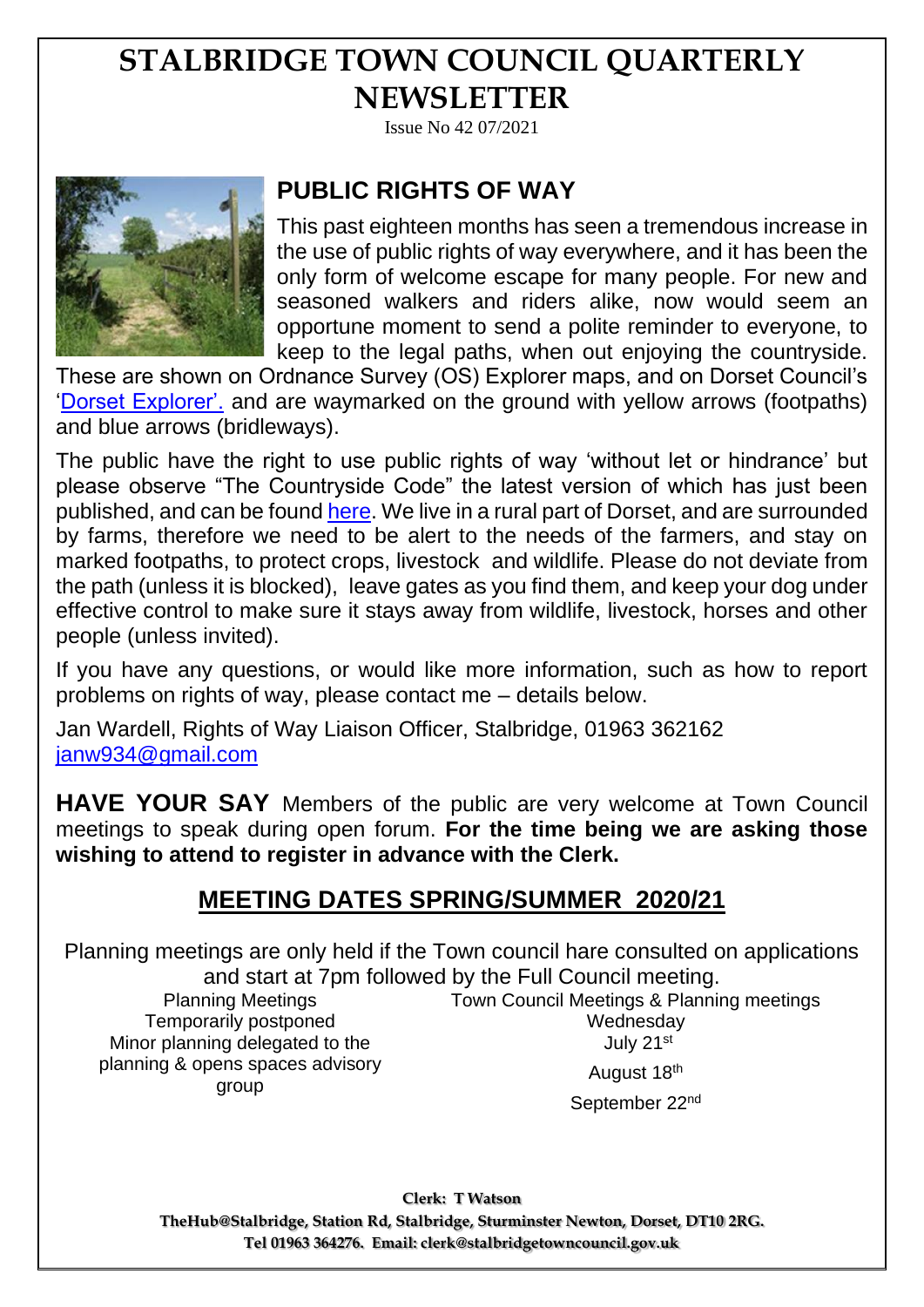# STALBRIDGE TOWN COUNCIL QUARTERLY NEWSLETTER

Issue No 42 07/2021

## PUBLIC RIGHTS OF WAY

This past eighteen months has seen a tremendous increase in the use of public rights of way everywhere, and it has been the only form of welcome escape for many people. For new and seasoned walkers and riders alike, now would seem an opportune moment to send a polite reminder to everyone, to keep to the legal paths, when out enjoying the countryside. These are shown on Ordnance Survey (OS) Explorer maps, and on Dorset Council's 'Dorset Explorer'. and are waymarked on the ground with yellow arrows (footpaths) and blue arrows (bridleways).

The public have the right to use public rights of way 'without let or hindrance' but please observe "The Countryside Code" the latest version of which has just been published, and can be found here. We live in a rural part of Dorset, and are surrounded by farms, therefore we need to be alert to the needs of the farmers, and stay on marked footpaths, to protect crops, livestock and wildlife. Please do not deviate from the path (unless it is blocked), leave gates as you find them, and keep your dog under effective control to make sure it stays away from wildlife, livestock, horses and other people (unless invited).

If you have any questions, or would like more information, such as how to report problems on rights of way, please contact me – details below.

Jan Wardell, Rights of Way Liaison Officer, Stalbridge, 01963 362162
janw934@gmail.com

**HAVE YOUR SAY** Members of the public are very welcome at Town Council meetings to speak during open forum. **For the time being we are asking those wishing to attend to register in advance with the Clerk.**

## MEETING DATES SPRING/SUMMER 2020/21

Planning meetings are only held if the Town council hare consulted on applications and start at 7pm followed by the Full Council meeting.

| Planning Meetings | Town Council Meetings & Planning meetings |
| --- | --- |
| Temporarily postponed<br>Minor planning delegated to the planning & opens spaces advisory group | Wednesday<br>July 21st<br>August 18th<br>September 22nd |

**Clerk: T Watson**
**TheHub@Stalbridge, Station Rd, Stalbridge, Sturminster Newton, Dorset, DT10 2RG.**
**Tel 01963 364276. Email: clerk@stalbridgetowncouncil.gov.uk**